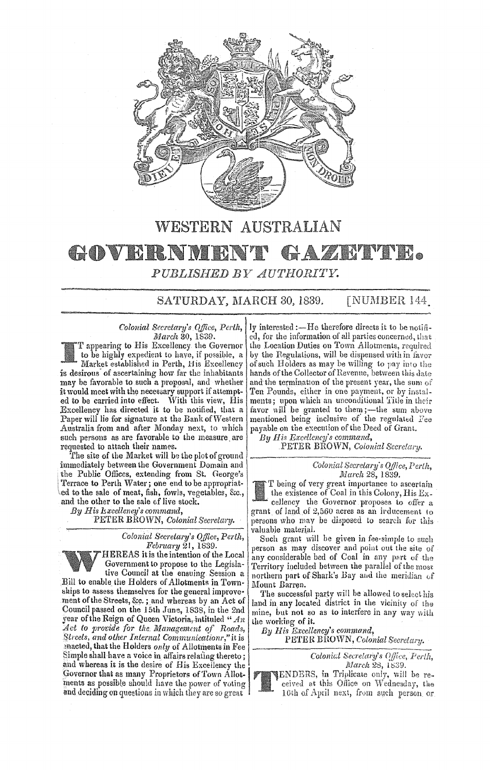# WESTERN AUSTRALIAN

# GOVERNMENT GAZETTE.

*PUBLISHED BY AUTHORITY.*

SATURDAY, MARCH 30, 1839. [NUMBER 144.

*Colonial Secretary's Office, Perth,*
*March 30, 1839.*

IT appearing to His Excellency the Governor to be highly expedient to have, if possible, a Market established in Perth, His Excellency is desirous of ascertaining how far the inhabitants may be favorable to such a proposal, and whether it would meet with the necessary support if attempted to be carried into effect. With this view, His Excellency has directed it to be notified, that a Paper will lie for signature at the Bank of Western Australia from and after Monday next, to which such persons as are favorable to the measure are requested to attach their names.

The site of the Market will be the plot of ground immediately between the Government Domain and the Public Offices, extending from St. George's Terrace to Perth Water; one end to be appropriated to the sale of meat, fish, fowls, vegetables, &c., and the other to the sale of live stock.

*By His Excellency's command,*
PETER BROWN, *Colonial Secretary.*

---

*Colonial Secretary's Office, Perth,*
*February 21, 1839.*

WHEREAS it is the intention of the Local Government to propose to the Legislative Council at the ensuing Session a Bill to enable the Holders of Allotments in Townships to assess themselves for the general improvement of the Streets, &c.; and whereas by an Act of Council passed on the 15th June, 1838, in the 2nd year of the Reign of Queen Victoria, intituled "*An Act to provide for the Management of Roads, Streets, and other Internal Communication*," it is enacted, that the Holders *only* of Allotments in Fee Simple shall have a voice in affairs relating thereto; and whereas it is the desire of His Excellency the Governor that as many Proprietors of Town Allotments as possible should have the power of voting and deciding on questions in which they are so greatly interested:—He therefore directs it to be notified, for the information of all parties concerned, that the Location Duties on Town Allotments, required by the Regulations, will be dispensed with in favor of such Holders as may be willing to pay into the hands of the Collector of Revenue, between this date and the termination of the present year, the sum of Ten Pounds, either in one payment, or by instalments; upon which an unconditional Title in their favor will be granted to them;—the sum above mentioned being inclusive of the regulated Fee payable on the execution of the Deed of Grant.

*By His Excellency's command,*
PETER BROWN, *Colonial Secretary.*

---

*Colonial Secretary's Office, Perth,*
*March 28, 1839.*

IT being of very great importance to ascertain the existence of Coal in this Colony, His Excellency the Governor proposes to offer a grant of land of 2,560 acres as an inducement to persons who may be disposed to search for this valuable material.

Such grant will be given in fee-simple to such person as may discover and point out the site of any considerable bed of Coal in any part of the Territory included between the parallel of the most northern part of Shark's Bay and the meridian of Mount Barren.

The successful party will be allowed to select his land in any located district in the vicinity of the mine, but not so as to interfere in any way with the working of it.

*By His Excellency's command,*
PETER BROWN, *Colonial Secretary.*

---

*Colonial Secretary's Office, Perth,*
*March 28, 1839.*

TENDERS, in Triplicate only, will be received at this Office on Wednesday, the 10th of April next, from such person or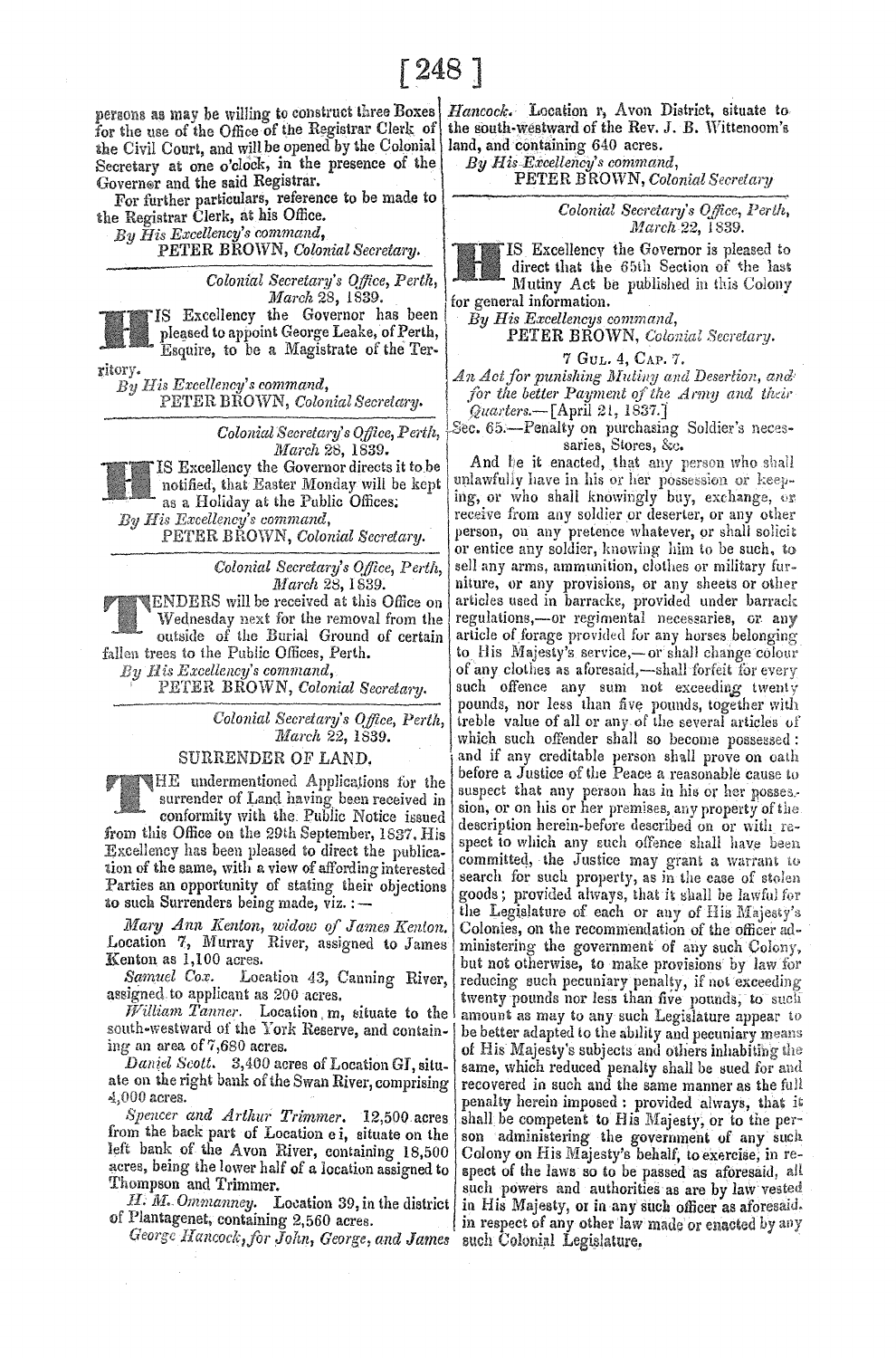persons as may be willing to construct three Boxes for the use of the Office of the Registrar Clerk of the Civil Court, and will be opened by the Colonial Secretary at one o'clock, in the presence of the Governor and the said Registrar.

For further particulars, reference to be made to the Registrar Clerk, at his Office.

*By His Excellency's command,*
PETER BROWN, *Colonial Secretary.*

---

*Colonial Secretary's Office, Perth, March 28, 1839.*

HIS Excellency the Governor has been pleased to appoint George Leake, of Perth, Esquire, to be a Magistrate of the Territory.

*By His Excellency's command,*
PETER BROWN, *Colonial Secretary.*

---

*Colonial Secretary's Office, Perth, March 28, 1839.*

HIS Excellency the Governor directs it to be notified, that Easter Monday will be kept as a Holiday at the Public Offices.

*By His Excellency's command,*
PETER BROWN, *Colonial Secretary.*

---

*Colonial Secretary's Office, Perth, March 28, 1839.*

TENDERS will be received at this Office on Wednesday next for the removal from the outside of the Burial Ground of certain fallen trees to the Public Offices, Perth.

*By His Excellency's command,*
PETER BROWN, *Colonial Secretary.*

---

*Colonial Secretary's Office, Perth, March 22, 1839.*

SURRENDER OF LAND.

THE undermentioned Applications for the surrender of Land having been received in conformity with the Public Notice issued from this Office on the 29th September, 1837, His Excellency has been pleased to direct the publication of the same, with a view of affording interested Parties an opportunity of stating their objections to such Surrenders being made, viz.:—

*Mary Ann Kenton, widow of James Kenton.* Location 7, Murray River, assigned to James Kenton as 1,100 acres.

*Samuel Cox.* Location 43, Canning River, assigned to applicant as 200 acres.

*William Tanner.* Location m, situate to the south-westward of the York Reserve, and containing an area of 7,680 acres.

*Daniel Scott.* 3,400 acres of Location GI, situate on the right bank of the Swan River, comprising 4,000 acres.

*Spencer and Arthur Trimmer.* 12,500 acres from the back part of Location e i, situate on the left bank of the Avon River, containing 18,500 acres, being the lower half of a location assigned to Thompson and Trimmer.

*H. M. Ommanney.* Location 39, in the district of Plantagenet, containing 2,560 acres.

*George Hancock, for John, George, and James Hancock.* Location r, Avon District, situate to the south-westward of the Rev. J. B. Wittenoom's land, and containing 640 acres.

*By His Excellency's command,*
PETER BROWN, *Colonial Secretary*

---

*Colonial Secretary's Office, Perth, March 22, 1839.*

HIS Excellency the Governor is pleased to direct that the 65th Section of the last Mutiny Act be published in this Colony for general information.

*By His Excellencys command,*
PETER BROWN, *Colonial Secretary.*

7 GUL. 4, CAP. 7.

*An Act for punishing Mutiny and Desertion, and for the better Payment of the Army and their Quarters.*—[April 21, 1837.]

Sec. 65.—Penalty on purchasing Soldier's necessaries, Stores, &c.

And be it enacted, that any person who shall unlawfully have in his or her possession or keeping, or who shall knowingly buy, exchange, or receive from any soldier or deserter, or any other person, on any pretence whatever, or shall solicit or entice any soldier, knowing him to be such, to sell any arms, ammunition, clothes or military furniture, or any provisions, or any sheets or other articles used in barracks, provided under barrack regulations,—or regimental necessaries, or any article of forage provided for any horses belonging to His Majesty's service,—or shall change colour of any clothes as aforesaid,—shall forfeit for every such offence any sum not exceeding twenty pounds, nor less than five pounds, together with treble value of all or any of the several articles of which such offender shall so become possessed: and if any creditable person shall prove on oath before a Justice of the Peace a reasonable cause to suspect that any person has in his or her possession, or on his or her premises, any property of the description herein-before described on or with respect to which any such offence shall have been committed, the Justice may grant a warrant to search for such property, as in the case of stolen goods; provided always, that it shall be lawful for the Legislature of each or any of His Majesty's Colonies, on the recommendation of the officer administering the government of any such Colony, but not otherwise, to make provisions by law for reducing such pecuniary penalty, if not exceeding twenty pounds nor less than five pounds, to such amount as may to any such Legislature appear to be better adapted to the ability and pecuniary means of His Majesty's subjects and others inhabiting the same, which reduced penalty shall be sued for and recovered in such and the same manner as the full penalty herein imposed: provided always, that it shall be competent to His Majesty, or to the person administering the government of any such Colony on His Majesty's behalf, to exercise, in respect of the laws so to be passed as aforesaid, all such powers and authorities as are by law vested in His Majesty, or in any such officer as aforesaid. in respect of any other law made or enacted by any such Colonial Legislature.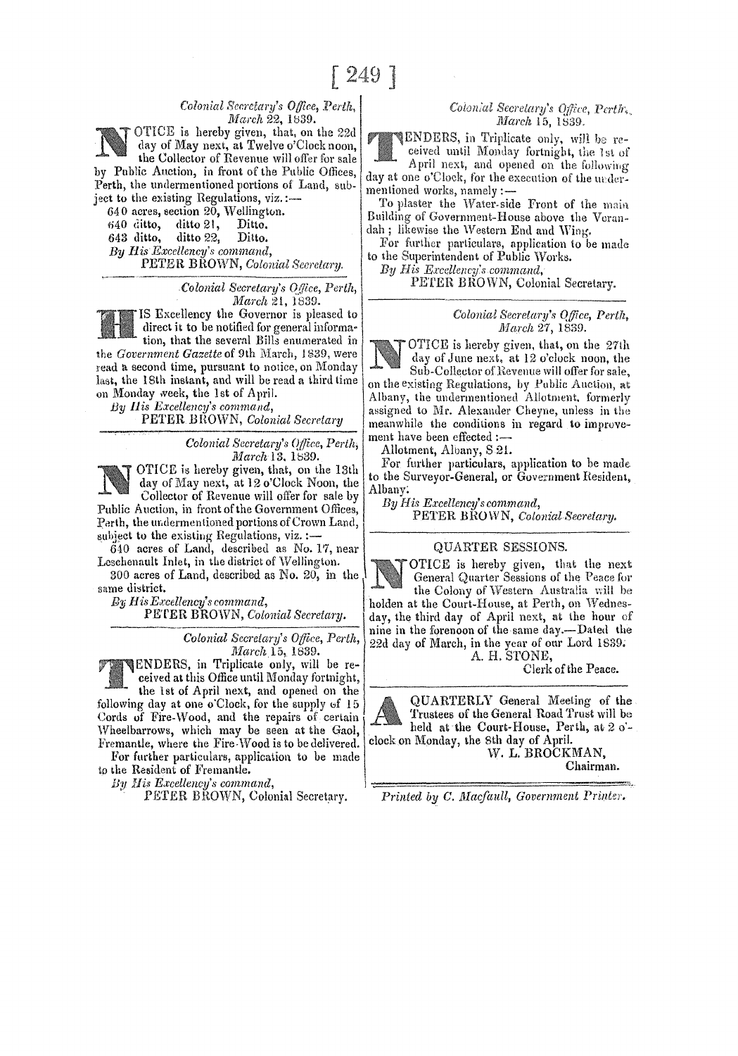*Colonial Secretary's Office, Perth,*
*March* 22, 1839.

NOTICE is hereby given, that, on the 22d day of May next, at Twelve o'Clock noon, the Collector of Revenue will offer for sale by Public Auction, in front of the Public Offices, Perth, the undermentioned portions of Land, subject to the existing Regulations, viz. :—

640 acres, section 20, Wellington.
640 ditto, ditto 21, Ditto.
643 ditto, ditto 22, Ditto.

*By His Excellency's command,*
PETER BROWN, *Colonial Secretary.*

---

*Colonial Secretary's Office, Perth,*
*March* 21, 1839.

HIS Excellency the Governor is pleased to direct it to be notified for general information, that the several Bills enumerated in the *Government Gazette* of 9th March, 1839, were read a second time, pursuant to notice, on Monday last, the 18th instant, and will be read a third time on Monday week, the 1st of April.

*By His Excellency's command,*
PETER BROWN, *Colonial Secretary*

---

*Colonial Secretary's Office, Perth,*
*March* 13, 1839.

NOTICE is hereby given, that, on the 13th day of May next, at 12 o'Clock Noon, the Collector of Revenue will offer for sale by Public Auction, in front of the Government Offices, Perth, the undermentioned portions of Crown Land, subject to the existing Regulations, viz. :—

640 acres of Land, described as No. 17, near Leschenault Inlet, in the district of Wellington.

300 acres of Land, described as No. 20, in the same district.

*By His Excellency's command,*
PETER BROWN, *Colonial Secretary.*

---

*Colonial Secretary's Office, Perth,*
*March* 15, 1839.

TENDERS, in Triplicate only, will be received at this Office until Monday fortnight, the 1st of April next, and opened on the following day at one o'Clock, for the supply of 15 Cords of Fire-Wood, and the repairs of certain Wheelbarrows, which may be seen at the Gaol, Fremantle, where the Fire-Wood is to be delivered.

For further particulars, application to be made to the Resident of Fremantle.

*By His Excellency's command,*
PETER BROWN, Colonial Secretary.

---

*Colonial Secretary's Office, Perth,*
*March* 15, 1839.

TENDERS, in Triplicate only, will be received until Monday fortnight, the 1st of April next, and opened on the following day at one o'Clock, for the execution of the undermentioned works, namely :—

To plaster the Water-side Front of the main Building of Government-House above the Verandah ; likewise the Western End and Wing.

For further particulars, application to be made to the Superintendent of Public Works.

*By His Excellency's command,*
PETER BROWN, Colonial Secretary.

---

*Colonial Secretary's Office, Perth,*
*March* 27, 1839.

NOTICE is hereby given, that, on the 27th day of June next, at 12 o'clock noon, the Sub-Collector of Revenue will offer for sale, on the existing Regulations, by Public Auction, at Albany, the undermentioned Allotment, formerly assigned to Mr. Alexander Cheyne, unless in the meanwhile the conditions in regard to improvement have been effected :—

Allotment, Albany, S 21.

For further particulars, application to be made to the Surveyor-General, or Government Resident, Albany.

*By His Excellency's command,*
PETER BROWN, *Colonial Secretary.*

---

QUARTER SESSIONS.

NOTICE is hereby given, that the next General Quarter Sessions of the Peace for the Colony of Western Australia will be holden at the Court-House, at Perth, on Wednesday, the third day of April next, at the hour of nine in the forenoon of the same day.—Dated the 22d day of March, in the year of our Lord 1839.

A. H. STONE,
Clerk of the Peace.

---

A QUARTERLY General Meeting of the Trustees of the General Road Trust will be held at the Court-House, Perth, at 2 o'clock on Monday, the 8th day of April.

W. L. BROCKMAN,
Chairman.

---

*Printed by C. Macfaull, Government Printer.*